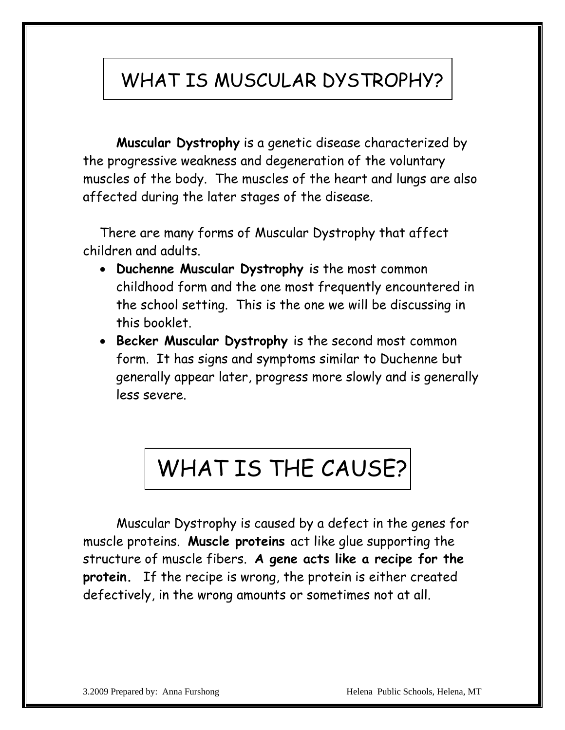# WHAT IS MUSCULAR DYSTROPHY?

**Muscular Dystrophy** is a genetic disease characterized by the progressive weakness and degeneration of the voluntary muscles of the body. The muscles of the heart and lungs are also affected during the later stages of the disease.

There are many forms of Muscular Dystrophy that affect children and adults.

- **Duchenne Muscular Dystrophy** is the most common childhood form and the one most frequently encountered in the school setting. This is the one we will be discussing in this booklet.
- **Becker Muscular Dystrophy** is the second most common form. It has signs and symptoms similar to Duchenne but generally appear later, progress more slowly and is generally less severe.

# WHAT IS THE CAUSE?

Muscular Dystrophy is caused by a defect in the genes for muscle proteins. **Muscle proteins** act like glue supporting the structure of muscle fibers. **A gene acts like a recipe for the protein.** If the recipe is wrong, the protein is either created defectively, in the wrong amounts or sometimes not at all.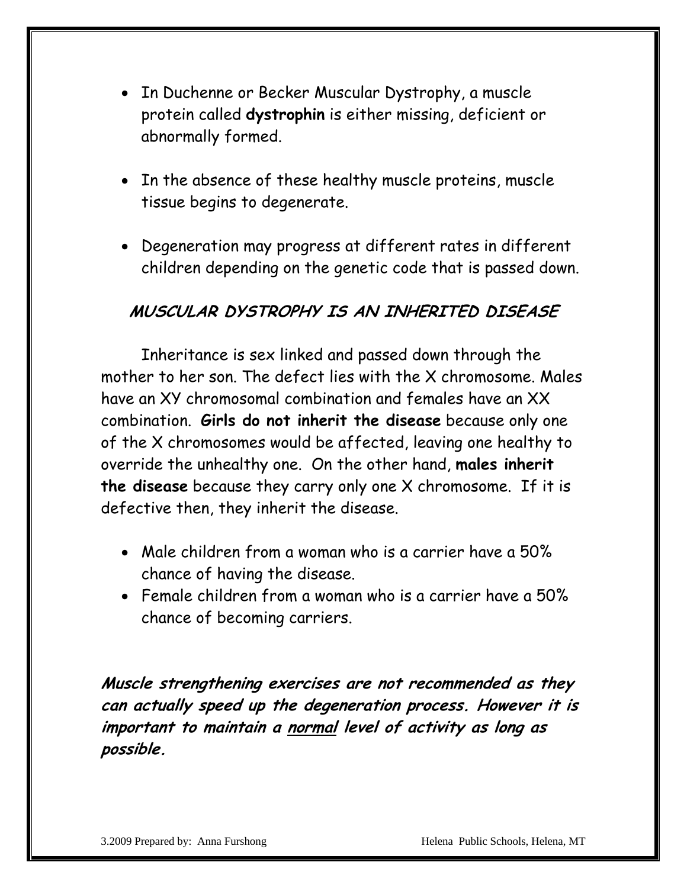- In Duchenne or Becker Muscular Dystrophy, a muscle protein called **dystrophin** is either missing, deficient or abnormally formed.

- In the absence of these healthy muscle proteins, muscle tissue begins to degenerate.

- Degeneration may progress at different rates in different children depending on the genetic code that is passed down.

## *MUSCULAR DYSTROPHY IS AN INHERITED DISEASE*

Inheritance is sex linked and passed down through the mother to her son. The defect lies with the X chromosome. Males have an XY chromosomal combination and females have an XX combination. **Girls do not inherit the disease** because only one of the X chromosomes would be affected, leaving one healthy to override the unhealthy one. On the other hand, **males inherit the disease** because they carry only one X chromosome. If it is defective then, they inherit the disease.

- Male children from a woman who is a carrier have a 50% chance of having the disease.
- Female children from a woman who is a carrier have a 50% chance of becoming carriers.

***Muscle strengthening exercises are not recommended as they can actually speed up the degeneration process. However it is important to maintain a <u>normal</u> level of activity as long as possible.***

3.2009 Prepared by: Anna Furshong Helena Public Schools, Helena, MT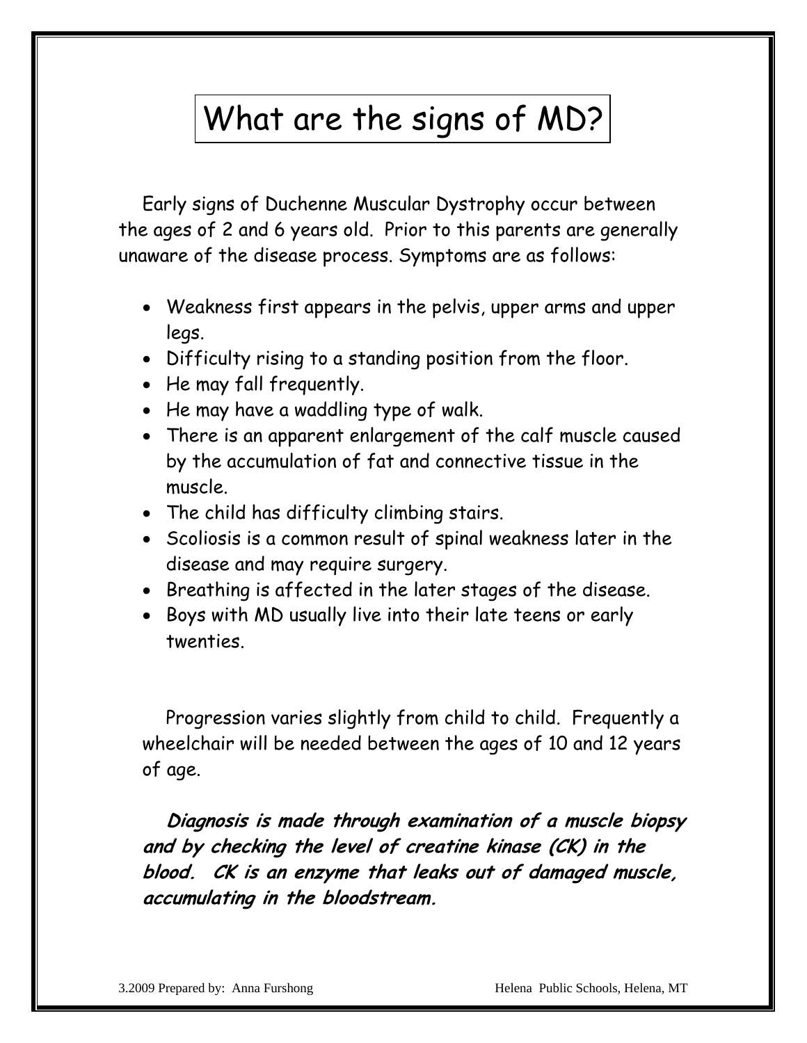# What are the signs of MD?

Early signs of Duchenne Muscular Dystrophy occur between the ages of 2 and 6 years old. Prior to this parents are generally unaware of the disease process. Symptoms are as follows:

- Weakness first appears in the pelvis, upper arms and upper legs.
- Difficulty rising to a standing position from the floor.
- He may fall frequently.
- He may have a waddling type of walk.
- There is an apparent enlargement of the calf muscle caused by the accumulation of fat and connective tissue in the muscle.
- The child has difficulty climbing stairs.
- Scoliosis is a common result of spinal weakness later in the disease and may require surgery.
- Breathing is affected in the later stages of the disease.
- Boys with MD usually live into their late teens or early twenties.

Progression varies slightly from child to child. Frequently a wheelchair will be needed between the ages of 10 and 12 years of age.

***Diagnosis is made through examination of a muscle biopsy and by checking the level of creatine kinase (CK) in the blood. CK is an enzyme that leaks out of damaged muscle, accumulating in the bloodstream.***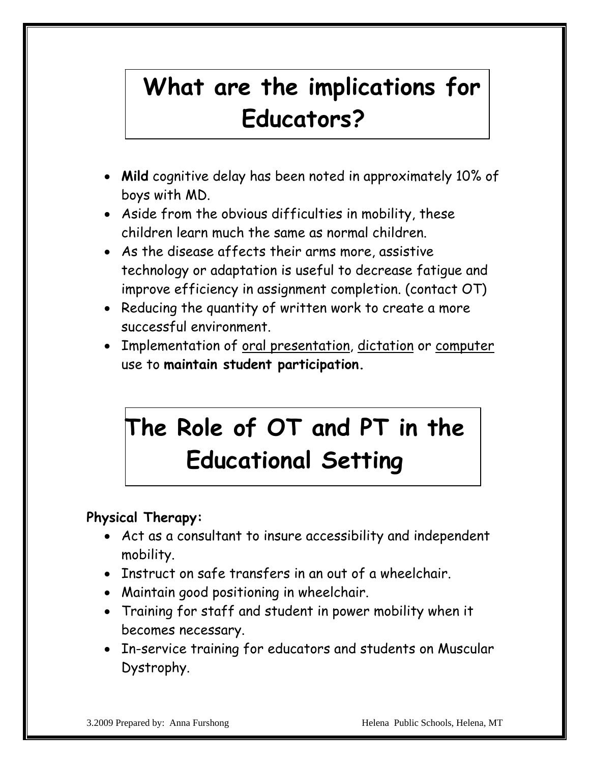# What are the implications for Educators?

- **Mild** cognitive delay has been noted in approximately 10% of boys with MD.
- Aside from the obvious difficulties in mobility, these children learn much the same as normal children.
- As the disease affects their arms more, assistive technology or adaptation is useful to decrease fatigue and improve efficiency in assignment completion. (contact OT)
- Reducing the quantity of written work to create a more successful environment.
- Implementation of <u>oral presentation</u>, <u>dictation</u> or <u>computer</u> use to **maintain student participation.**

# The Role of OT and PT in the Educational Setting

**Physical Therapy:**

- Act as a consultant to insure accessibility and independent mobility.
- Instruct on safe transfers in an out of a wheelchair.
- Maintain good positioning in wheelchair.
- Training for staff and student in power mobility when it becomes necessary.
- In-service training for educators and students on Muscular Dystrophy.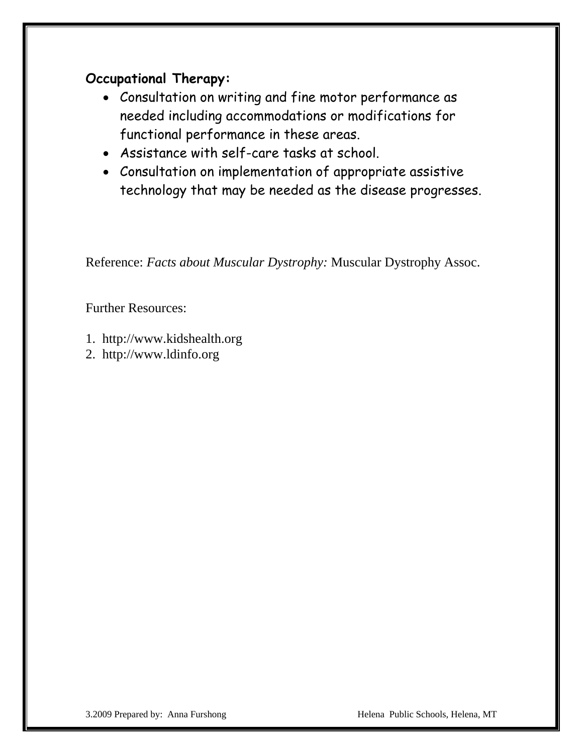**Occupational Therapy:**

- Consultation on writing and fine motor performance as needed including accommodations or modifications for functional performance in these areas.
- Assistance with self-care tasks at school.
- Consultation on implementation of appropriate assistive technology that may be needed as the disease progresses.

Reference: *Facts about Muscular Dystrophy:* Muscular Dystrophy Assoc.

Further Resources:

1. http://www.kidshealth.org
2. http://www.ldinfo.org